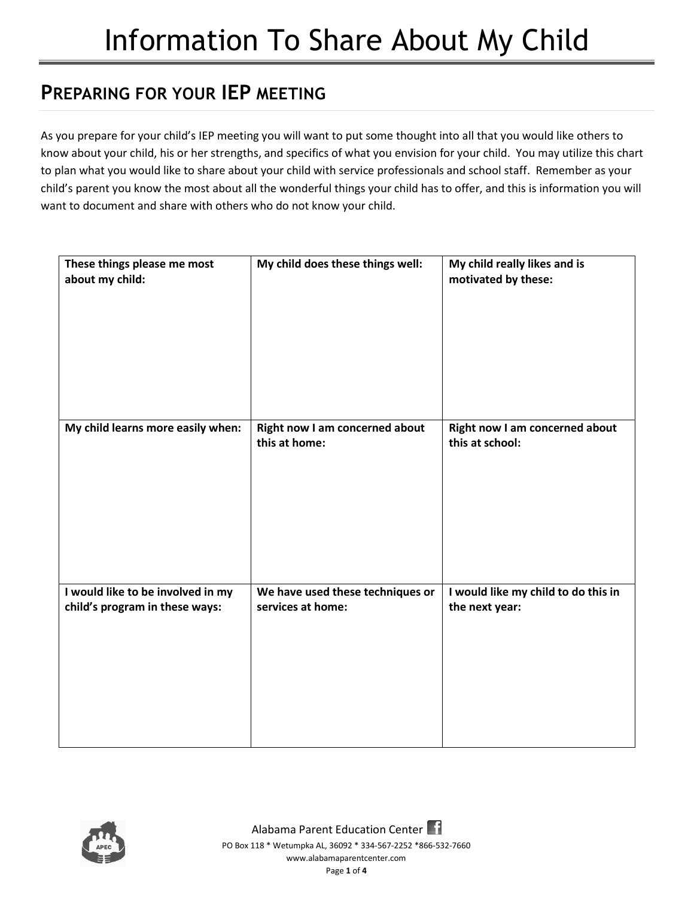# Information To Share About My Child

## Preparing for your IEP meeting

As you prepare for your child's IEP meeting you will want to put some thought into all that you would like others to know about your child, his or her strengths, and specifics of what you envision for your child. You may utilize this chart to plan what you would like to share about your child with service professionals and school staff. Remember as your child's parent you know the most about all the wonderful things your child has to offer, and this is information you will want to document and share with others who do not know your child.

| **These things please me most about my child:** | **My child does these things well:** | **My child really likes and is motivated by these:** |
|---|---|---|
| **My child learns more easily when:** | **Right now I am concerned about this at home:** | **Right now I am concerned about this at school:** |
| **I would like to be involved in my child's program in these ways:** | **We have used these techniques or services at home:** | **I would like my child to do this in the next year:** |

Alabama Parent Education Center

PO Box 118 * Wetumpka AL, 36092 * 334-567-2252 *866-532-7660

www.alabamaparentcenter.com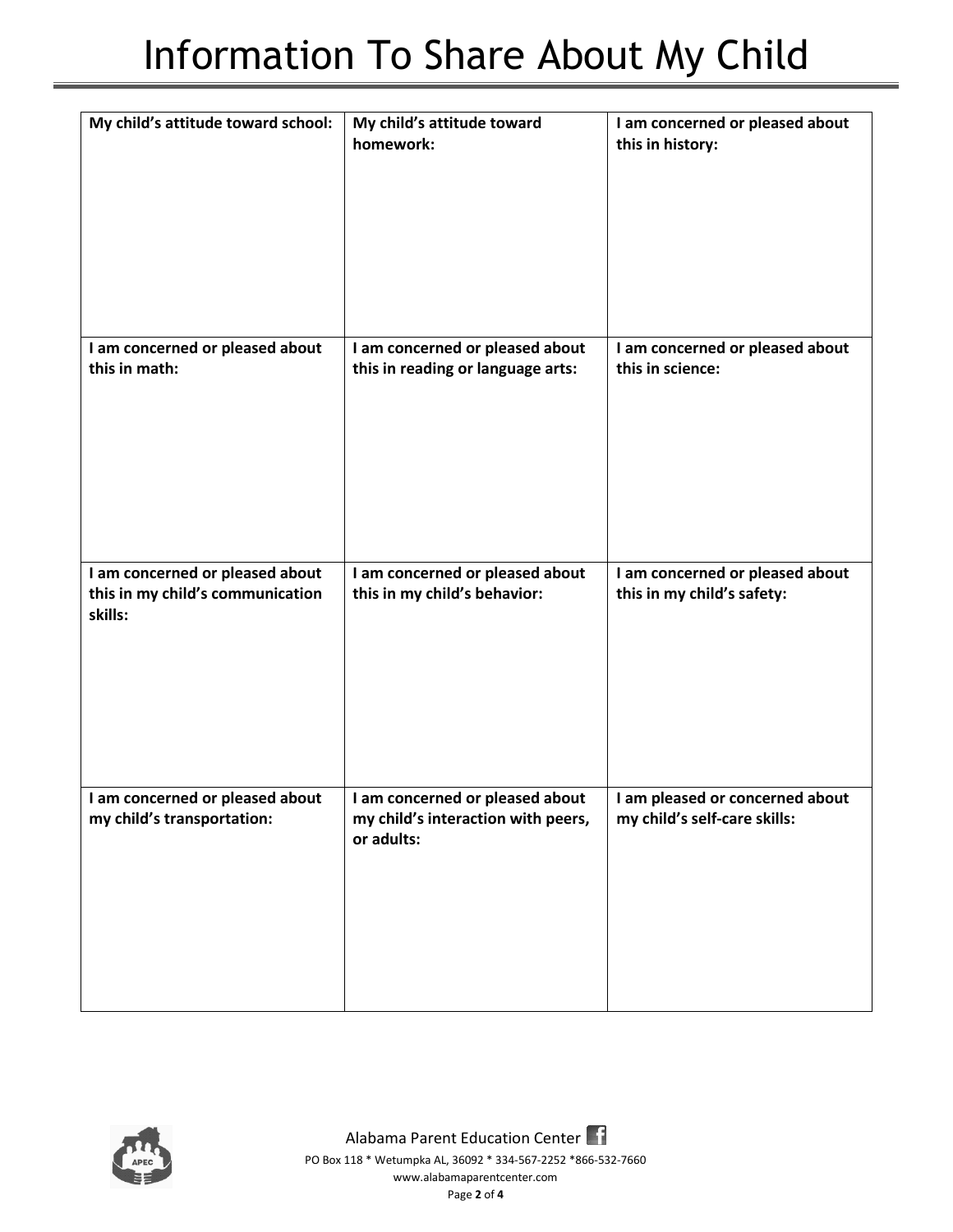# Information To Share About My Child

| **My child's attitude toward school:** | **My child's attitude toward homework:** | **I am concerned or pleased about this in history:** |
|---|---|---|
| **I am concerned or pleased about this in math:** | **I am concerned or pleased about this in reading or language arts:** | **I am concerned or pleased about this in science:** |
| **I am concerned or pleased about this in my child's communication skills:** | **I am concerned or pleased about this in my child's behavior:** | **I am concerned or pleased about this in my child's safety:** |
| **I am concerned or pleased about my child's transportation:** | **I am concerned or pleased about my child's interaction with peers, or adults:** | **I am pleased or concerned about my child's self-care skills:** |

Alabama Parent Education Center

PO Box 118 * Wetumpka AL, 36092 * 334-567-2252 *866-532-7660

www.alabamaparentcenter.com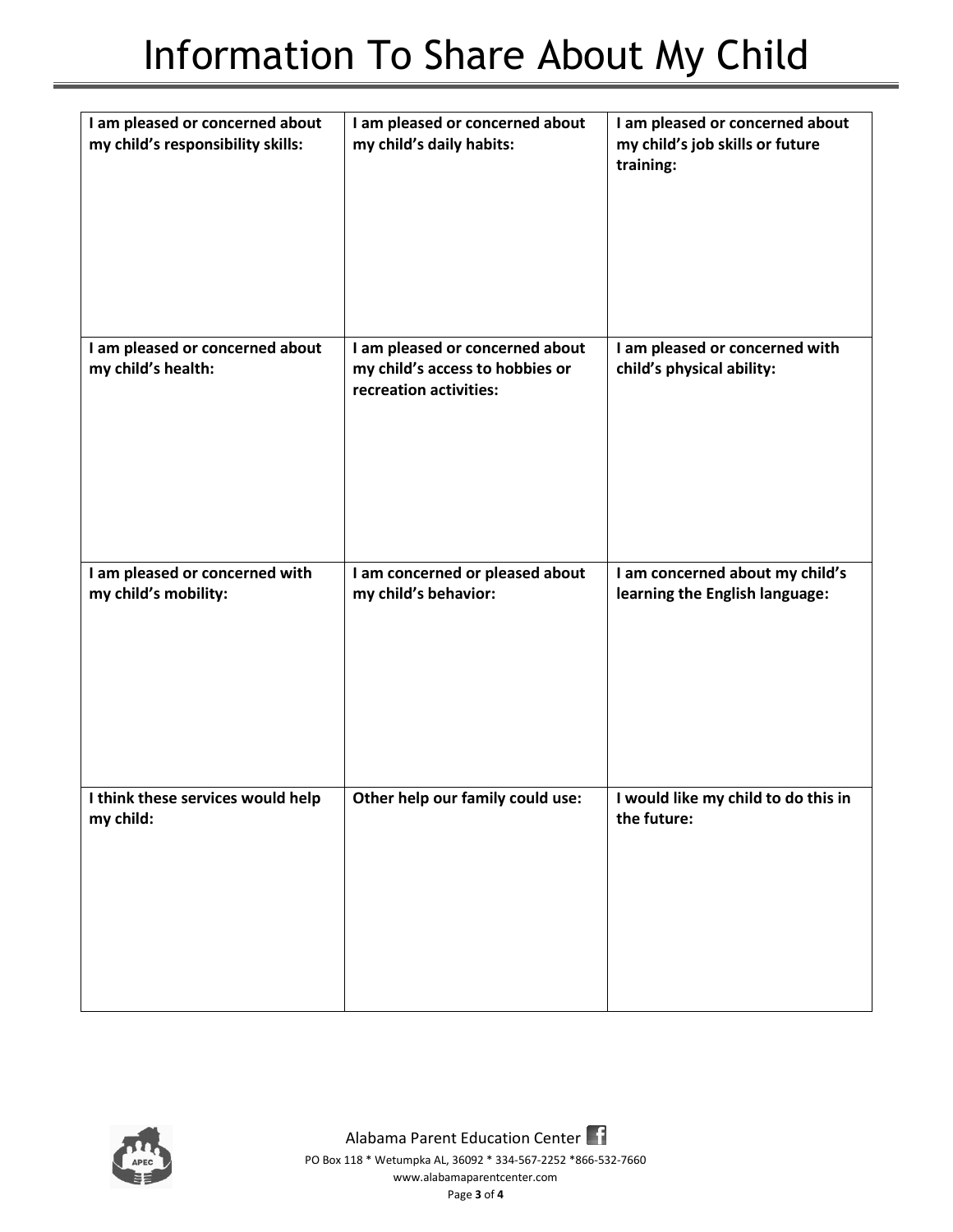# Information To Share About My Child

| I am pleased or concerned about my child's responsibility skills: | I am pleased or concerned about my child's daily habits: | I am pleased or concerned about my child's job skills or future training: |
|---|---|---|
| **I am pleased or concerned about my child's health:** | **I am pleased or concerned about my child's access to hobbies or recreation activities:** | **I am pleased or concerned with child's physical ability:** |
| **I am pleased or concerned with my child's mobility:** | **I am concerned or pleased about my child's behavior:** | **I am concerned about my child's learning the English language:** |
| **I think these services would help my child:** | **Other help our family could use:** | **I would like my child to do this in the future:** |

Alabama Parent Education Center

PO Box 118 * Wetumpka AL, 36092 * 334-567-2252 *866-532-7660

www.alabamaparentcenter.com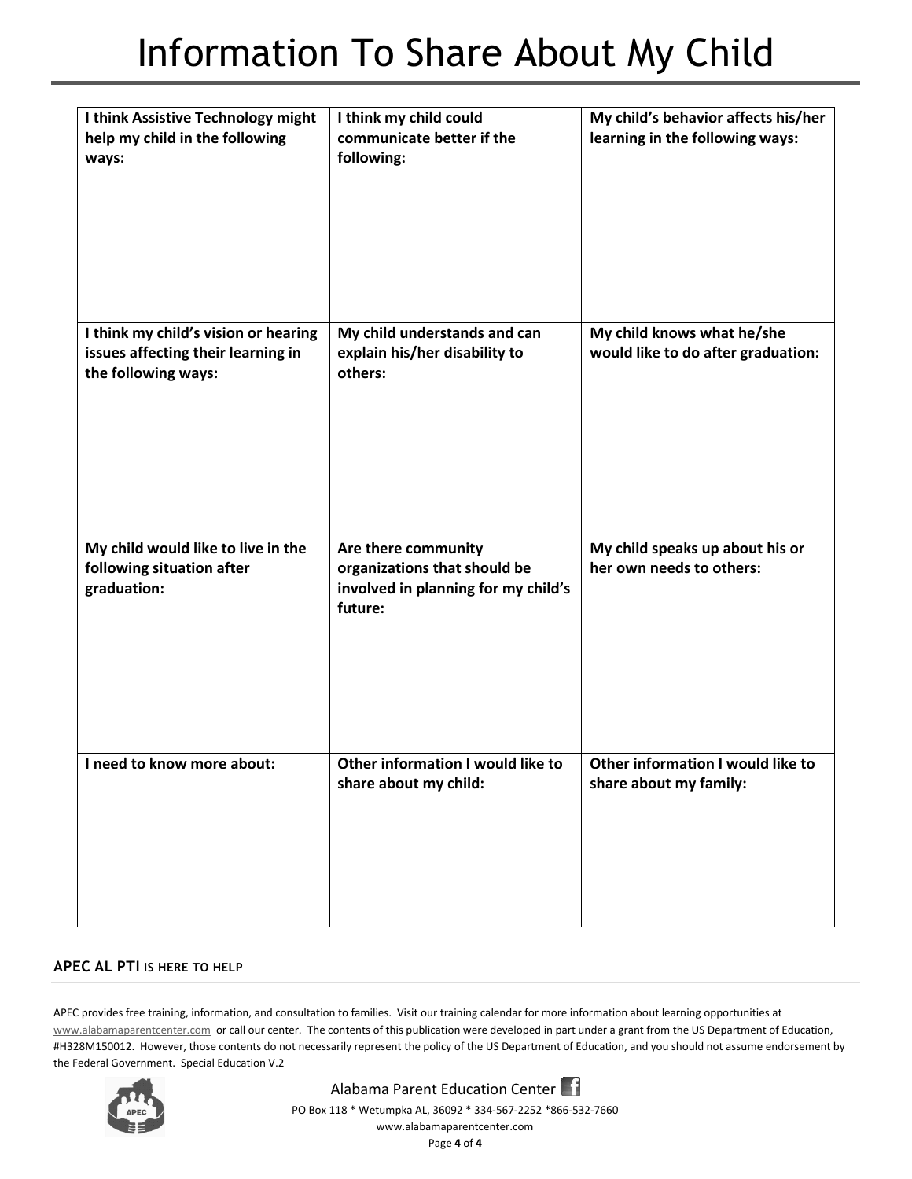# Information To Share About My Child

| | | |
|---|---|---|
| **I think Assistive Technology might help my child in the following ways:** | **I think my child could communicate better if the following:** | **My child's behavior affects his/her learning in the following ways:** |
| **I think my child's vision or hearing issues affecting their learning in the following ways:** | **My child understands and can explain his/her disability to others:** | **My child knows what he/she would like to do after graduation:** |
| **My child would like to live in the following situation after graduation:** | **Are there community organizations that should be involved in planning for my child's future:** | **My child speaks up about his or her own needs to others:** |
| **I need to know more about:** | **Other information I would like to share about my child:** | **Other information I would like to share about my family:** |

## APEC AL PTI IS HERE TO HELP

APEC provides free training, information, and consultation to families. Visit our training calendar for more information about learning opportunities at www.alabamaparentcenter.com or call our center. The contents of this publication were developed in part under a grant from the US Department of Education, #H328M150012. However, those contents do not necessarily represent the policy of the US Department of Education, and you should not assume endorsement by the Federal Government. Special Education V.2

Alabama Parent Education Center

PO Box 118 * Wetumpka AL, 36092 * 334-567-2252 *866-532-7660

www.alabamaparentcenter.com